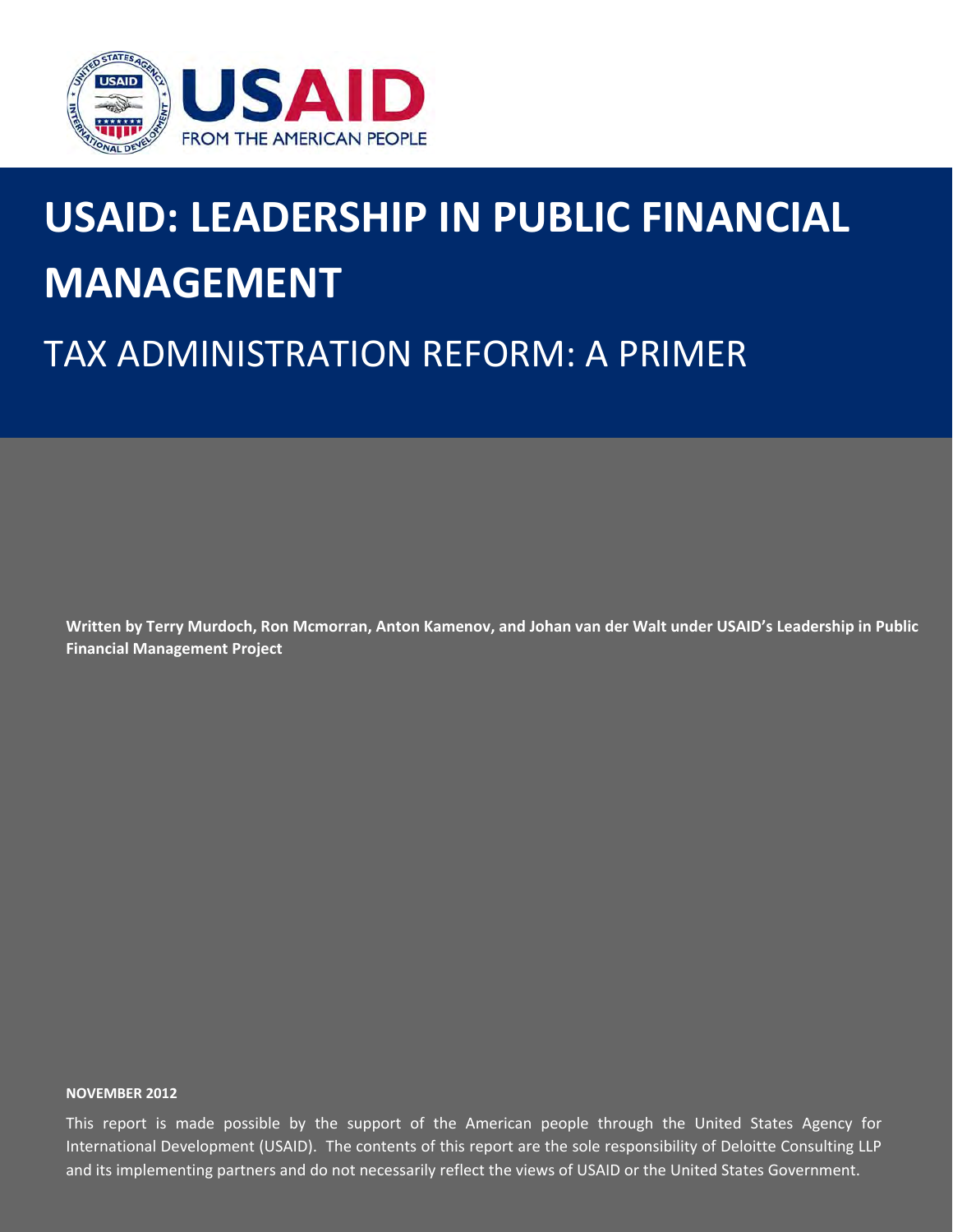USAID

FROM THE AMERICAN PEOPLE

# USAID: LEADERSHIP IN PUBLIC FINANCIAL MANAGEMENT

## TAX ADMINISTRATION REFORM: A PRIMER

**Written by Terry Murdoch, Ron Mcmorran, Anton Kamenov, and Johan van der Walt under USAID's Leadership in Public Financial Management Project**

**NOVEMBER 2012**

This report is made possible by the support of the American people through the United States Agency for International Development (USAID). The contents of this report are the sole responsibility of Deloitte Consulting LLP and its implementing partners and do not necessarily reflect the views of USAID or the United States Government.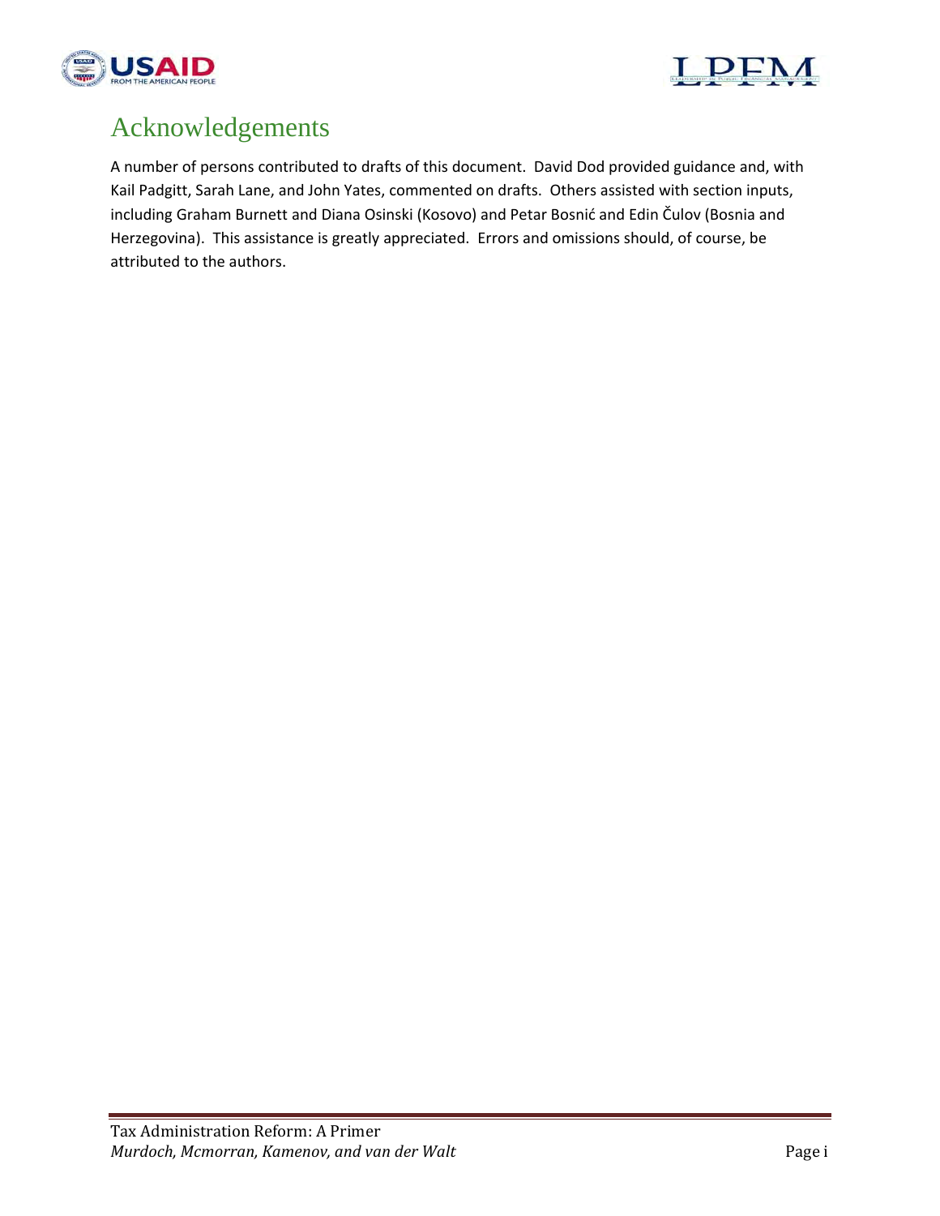# Acknowledgements

A number of persons contributed to drafts of this document. David Dod provided guidance and, with Kail Padgitt, Sarah Lane, and John Yates, commented on drafts. Others assisted with section inputs, including Graham Burnett and Diana Osinski (Kosovo) and Petar Bosnić and Edin Čulov (Bosnia and Herzegovina). This assistance is greatly appreciated. Errors and omissions should, of course, be attributed to the authors.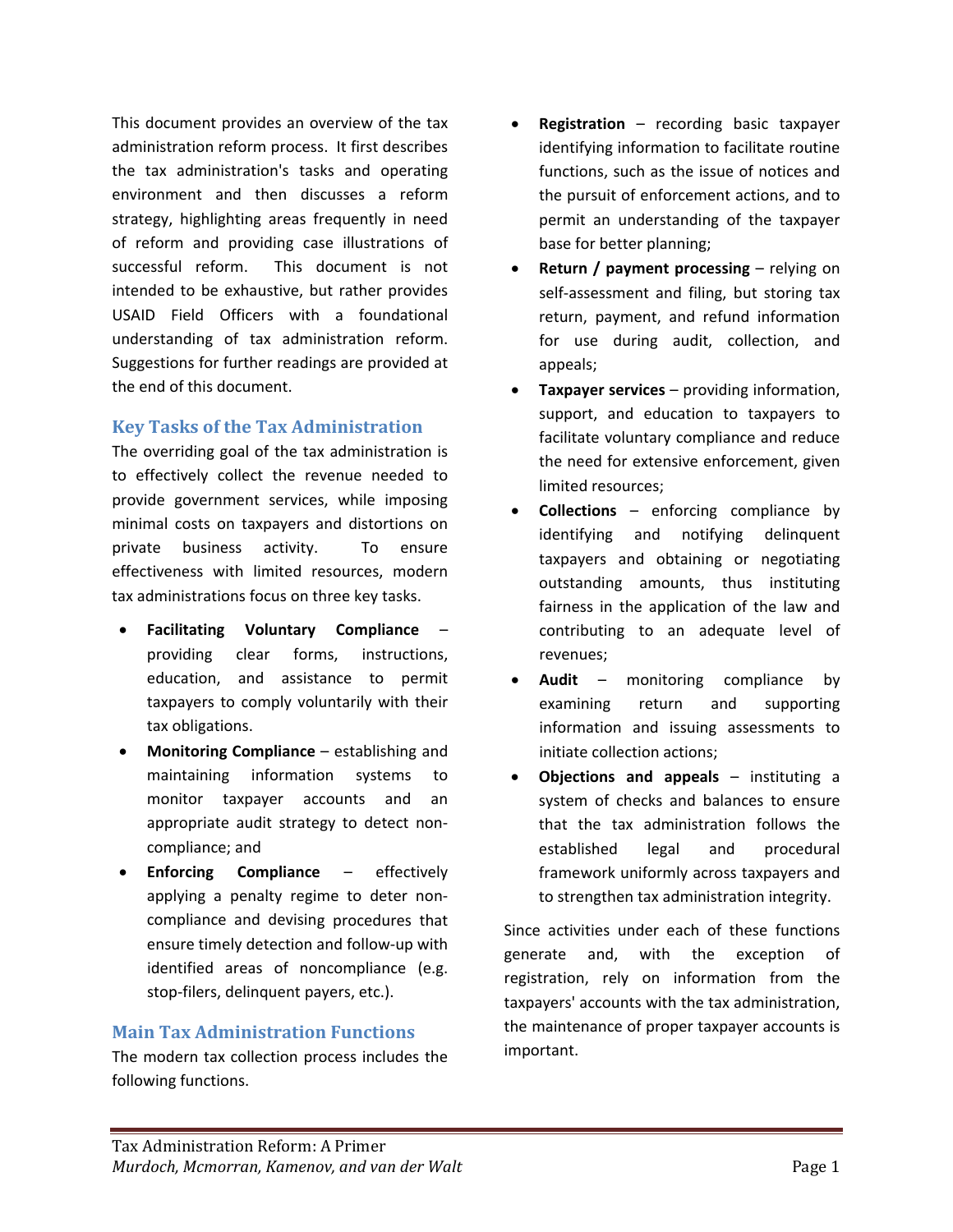This document provides an overview of the tax administration reform process. It first describes the tax administration's tasks and operating environment and then discusses a reform strategy, highlighting areas frequently in need of reform and providing case illustrations of successful reform. This document is not intended to be exhaustive, but rather provides USAID Field Officers with a foundational understanding of tax administration reform. Suggestions for further readings are provided at the end of this document.

## Key Tasks of the Tax Administration

The overriding goal of the tax administration is to effectively collect the revenue needed to provide government services, while imposing minimal costs on taxpayers and distortions on private business activity. To ensure effectiveness with limited resources, modern tax administrations focus on three key tasks.

- **Facilitating Voluntary Compliance** – providing clear forms, instructions, education, and assistance to permit taxpayers to comply voluntarily with their tax obligations.
- **Monitoring Compliance** – establishing and maintaining information systems to monitor taxpayer accounts and an appropriate audit strategy to detect non-compliance; and
- **Enforcing Compliance** – effectively applying a penalty regime to deter non-compliance and devising procedures that ensure timely detection and follow-up with identified areas of noncompliance (e.g. stop-filers, delinquent payers, etc.).

## Main Tax Administration Functions

The modern tax collection process includes the following functions.

- **Registration** – recording basic taxpayer identifying information to facilitate routine functions, such as the issue of notices and the pursuit of enforcement actions, and to permit an understanding of the taxpayer base for better planning;
- **Return / payment processing** – relying on self-assessment and filing, but storing tax return, payment, and refund information for use during audit, collection, and appeals;
- **Taxpayer services** – providing information, support, and education to taxpayers to facilitate voluntary compliance and reduce the need for extensive enforcement, given limited resources;
- **Collections** – enforcing compliance by identifying and notifying delinquent taxpayers and obtaining or negotiating outstanding amounts, thus instituting fairness in the application of the law and contributing to an adequate level of revenues;
- **Audit** – monitoring compliance by examining return and supporting information and issuing assessments to initiate collection actions;
- **Objections and appeals** – instituting a system of checks and balances to ensure that the tax administration follows the established legal and procedural framework uniformly across taxpayers and to strengthen tax administration integrity.

Since activities under each of these functions generate and, with the exception of registration, rely on information from the taxpayers' accounts with the tax administration, the maintenance of proper taxpayer accounts is important.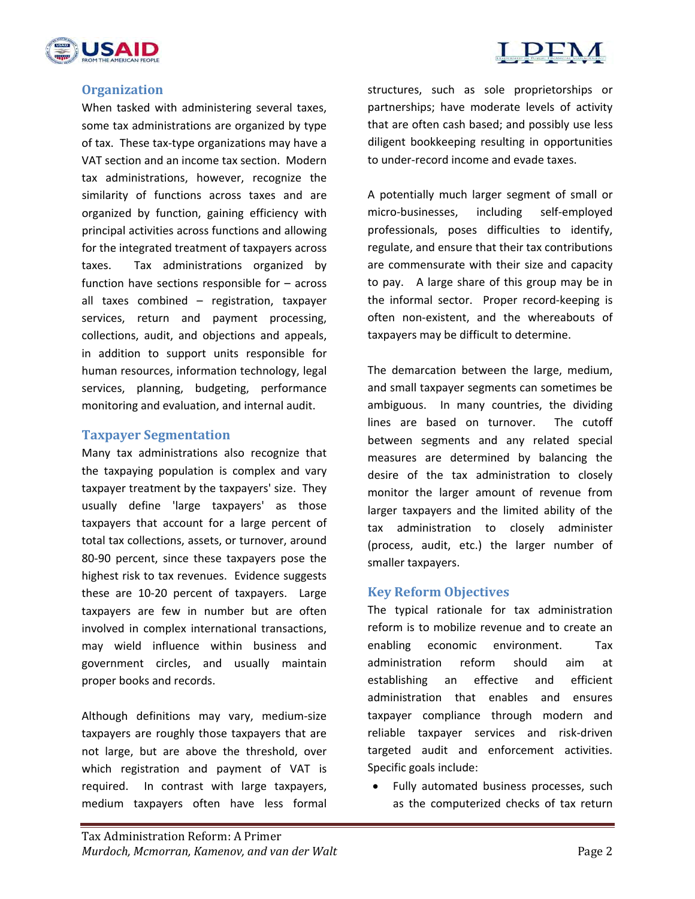## Organization

When tasked with administering several taxes, some tax administrations are organized by type of tax. These tax-type organizations may have a VAT section and an income tax section. Modern tax administrations, however, recognize the similarity of functions across taxes and are organized by function, gaining efficiency with principal activities across functions and allowing for the integrated treatment of taxpayers across taxes. Tax administrations organized by function have sections responsible for – across all taxes combined – registration, taxpayer services, return and payment processing, collections, audit, and objections and appeals, in addition to support units responsible for human resources, information technology, legal services, planning, budgeting, performance monitoring and evaluation, and internal audit.

## Taxpayer Segmentation

Many tax administrations also recognize that the taxpaying population is complex and vary taxpayer treatment by the taxpayers' size. They usually define 'large taxpayers' as those taxpayers that account for a large percent of total tax collections, assets, or turnover, around 80-90 percent, since these taxpayers pose the highest risk to tax revenues. Evidence suggests these are 10-20 percent of taxpayers. Large taxpayers are few in number but are often involved in complex international transactions, may wield influence within business and government circles, and usually maintain proper books and records.

Although definitions may vary, medium-size taxpayers are roughly those taxpayers that are not large, but are above the threshold, over which registration and payment of VAT is required. In contrast with large taxpayers, medium taxpayers often have less formal structures, such as sole proprietorships or partnerships; have moderate levels of activity that are often cash based; and possibly use less diligent bookkeeping resulting in opportunities to under-record income and evade taxes.

A potentially much larger segment of small or micro-businesses, including self-employed professionals, poses difficulties to identify, regulate, and ensure that their tax contributions are commensurate with their size and capacity to pay. A large share of this group may be in the informal sector. Proper record-keeping is often non-existent, and the whereabouts of taxpayers may be difficult to determine.

The demarcation between the large, medium, and small taxpayer segments can sometimes be ambiguous. In many countries, the dividing lines are based on turnover. The cutoff between segments and any related special measures are determined by balancing the desire of the tax administration to closely monitor the larger amount of revenue from larger taxpayers and the limited ability of the tax administration to closely administer (process, audit, etc.) the larger number of smaller taxpayers.

## Key Reform Objectives

The typical rationale for tax administration reform is to mobilize revenue and to create an enabling economic environment. Tax administration reform should aim at establishing an effective and efficient administration that enables and ensures taxpayer compliance through modern and reliable taxpayer services and risk-driven targeted audit and enforcement activities. Specific goals include:

- Fully automated business processes, such as the computerized checks of tax return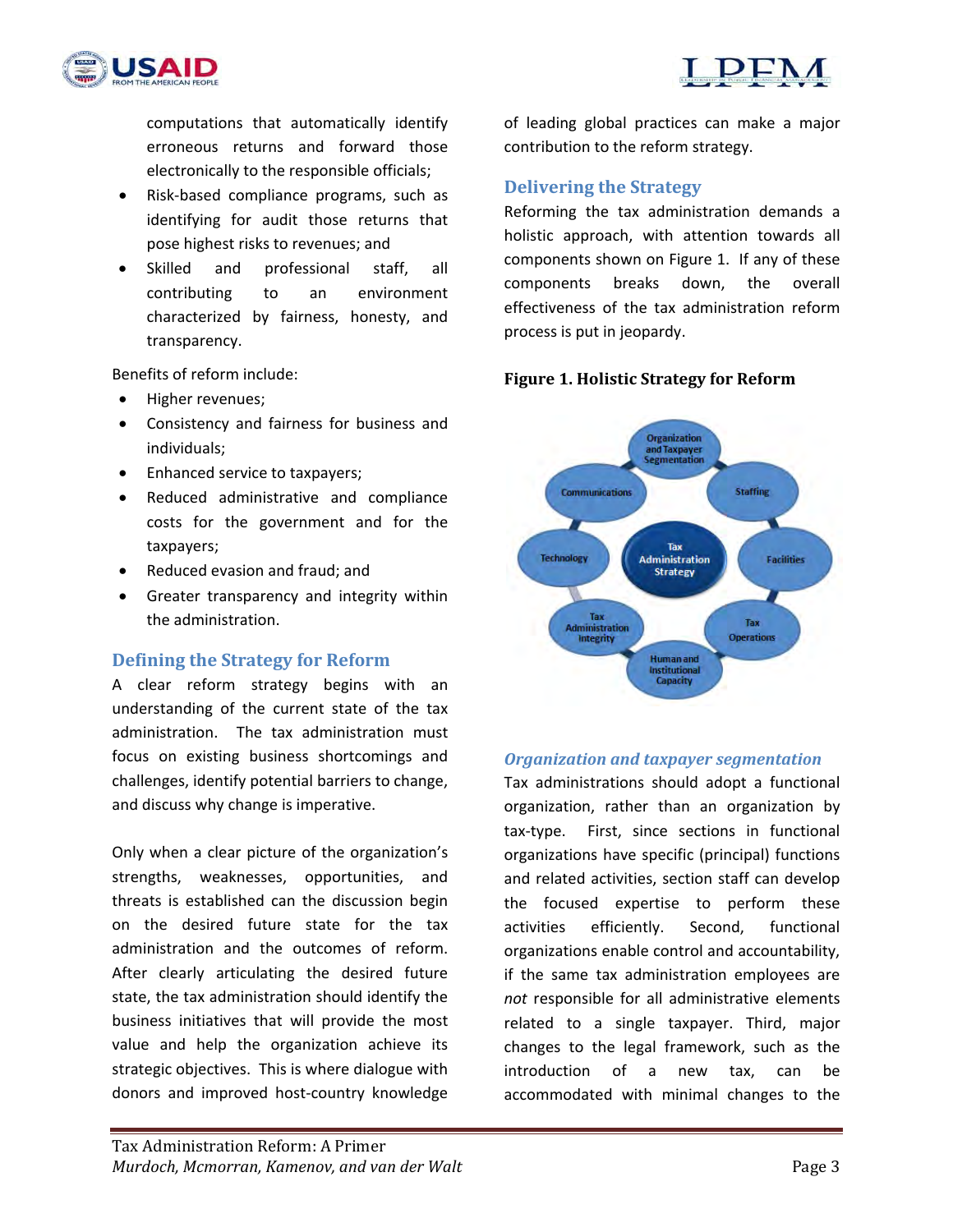computations that automatically identify erroneous returns and forward those electronically to the responsible officials;

- Risk-based compliance programs, such as identifying for audit those returns that pose highest risks to revenues; and
- Skilled and professional staff, all contributing to an environment characterized by fairness, honesty, and transparency.

Benefits of reform include:

- Higher revenues;
- Consistency and fairness for business and individuals;
- Enhanced service to taxpayers;
- Reduced administrative and compliance costs for the government and for the taxpayers;
- Reduced evasion and fraud; and
- Greater transparency and integrity within the administration.

## Defining the Strategy for Reform

A clear reform strategy begins with an understanding of the current state of the tax administration. The tax administration must focus on existing business shortcomings and challenges, identify potential barriers to change, and discuss why change is imperative.

Only when a clear picture of the organization's strengths, weaknesses, opportunities, and threats is established can the discussion begin on the desired future state for the tax administration and the outcomes of reform. After clearly articulating the desired future state, the tax administration should identify the business initiatives that will provide the most value and help the organization achieve its strategic objectives. This is where dialogue with donors and improved host-country knowledge of leading global practices can make a major contribution to the reform strategy.

## Delivering the Strategy

Reforming the tax administration demands a holistic approach, with attention towards all components shown on Figure 1. If any of these components breaks down, the overall effectiveness of the tax administration reform process is put in jeopardy.

**Figure 1. Holistic Strategy for Reform**

Tax Administration Strategy: Organization and Taxpayer Segmentation; Staffing; Facilities; Tax Operations; Human and Institutional Capacity; Tax Administration Integrity; Technology; Communications

### *Organization and taxpayer segmentation*

Tax administrations should adopt a functional organization, rather than an organization by tax-type. First, since sections in functional organizations have specific (principal) functions and related activities, section staff can develop the focused expertise to perform these activities efficiently. Second, functional organizations enable control and accountability, if the same tax administration employees are *not* responsible for all administrative elements related to a single taxpayer. Third, major changes to the legal framework, such as the introduction of a new tax, can be accommodated with minimal changes to the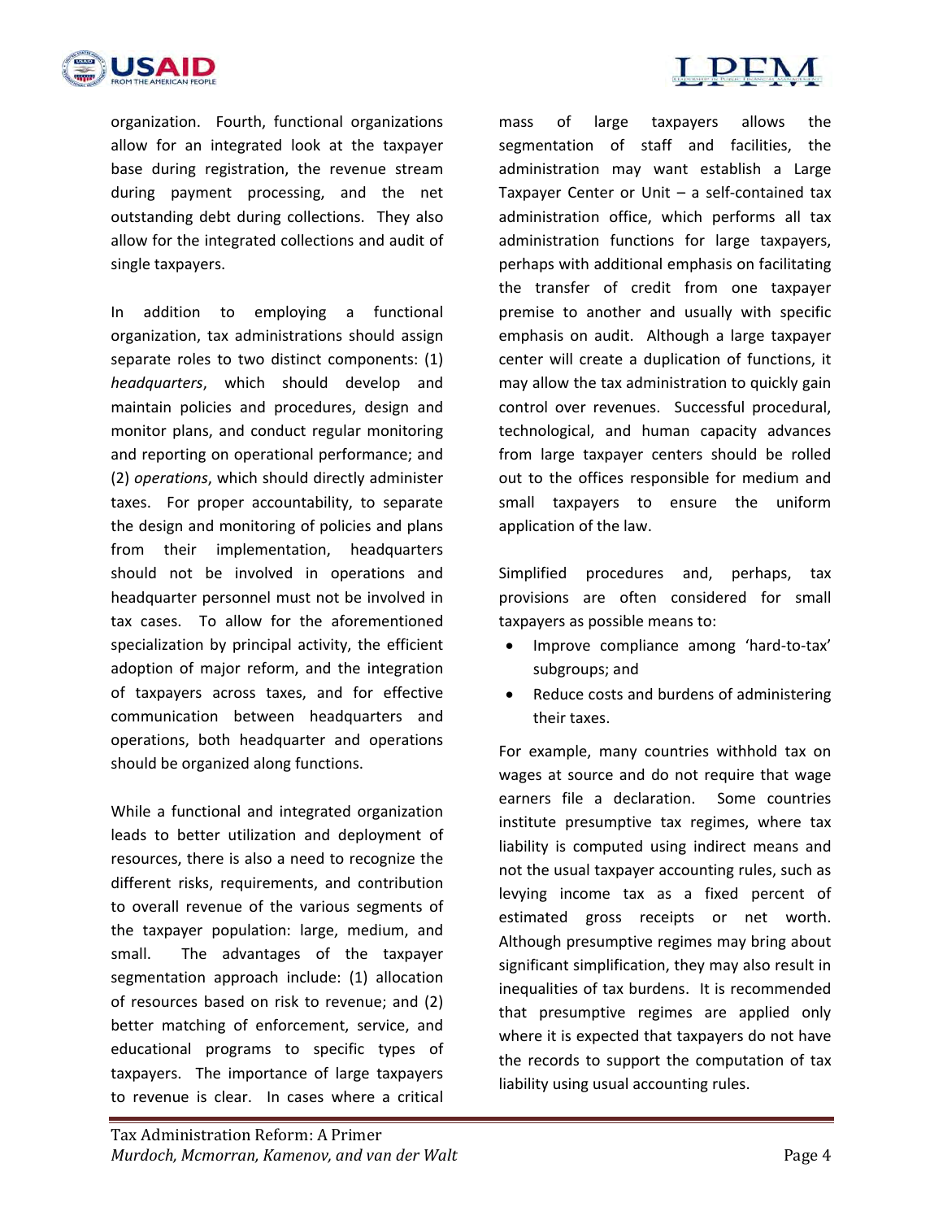organization. Fourth, functional organizations allow for an integrated look at the taxpayer base during registration, the revenue stream during payment processing, and the net outstanding debt during collections. They also allow for the integrated collections and audit of single taxpayers.

In addition to employing a functional organization, tax administrations should assign separate roles to two distinct components: (1) *headquarters*, which should develop and maintain policies and procedures, design and monitor plans, and conduct regular monitoring and reporting on operational performance; and (2) *operations*, which should directly administer taxes. For proper accountability, to separate the design and monitoring of policies and plans from their implementation, headquarters should not be involved in operations and headquarter personnel must not be involved in tax cases. To allow for the aforementioned specialization by principal activity, the efficient adoption of major reform, and the integration of taxpayers across taxes, and for effective communication between headquarters and operations, both headquarter and operations should be organized along functions.

While a functional and integrated organization leads to better utilization and deployment of resources, there is also a need to recognize the different risks, requirements, and contribution to overall revenue of the various segments of the taxpayer population: large, medium, and small. The advantages of the taxpayer segmentation approach include: (1) allocation of resources based on risk to revenue; and (2) better matching of enforcement, service, and educational programs to specific types of taxpayers. The importance of large taxpayers to revenue is clear. In cases where a critical mass of large taxpayers allows the segmentation of staff and facilities, the administration may want establish a Large Taxpayer Center or Unit – a self-contained tax administration office, which performs all tax administration functions for large taxpayers, perhaps with additional emphasis on facilitating the transfer of credit from one taxpayer premise to another and usually with specific emphasis on audit. Although a large taxpayer center will create a duplication of functions, it may allow the tax administration to quickly gain control over revenues. Successful procedural, technological, and human capacity advances from large taxpayer centers should be rolled out to the offices responsible for medium and small taxpayers to ensure the uniform application of the law.

Simplified procedures and, perhaps, tax provisions are often considered for small taxpayers as possible means to:

- Improve compliance among 'hard-to-tax' subgroups; and
- Reduce costs and burdens of administering their taxes.

For example, many countries withhold tax on wages at source and do not require that wage earners file a declaration. Some countries institute presumptive tax regimes, where tax liability is computed using indirect means and not the usual taxpayer accounting rules, such as levying income tax as a fixed percent of estimated gross receipts or net worth. Although presumptive regimes may bring about significant simplification, they may also result in inequalities of tax burdens. It is recommended that presumptive regimes are applied only where it is expected that taxpayers do not have the records to support the computation of tax liability using usual accounting rules.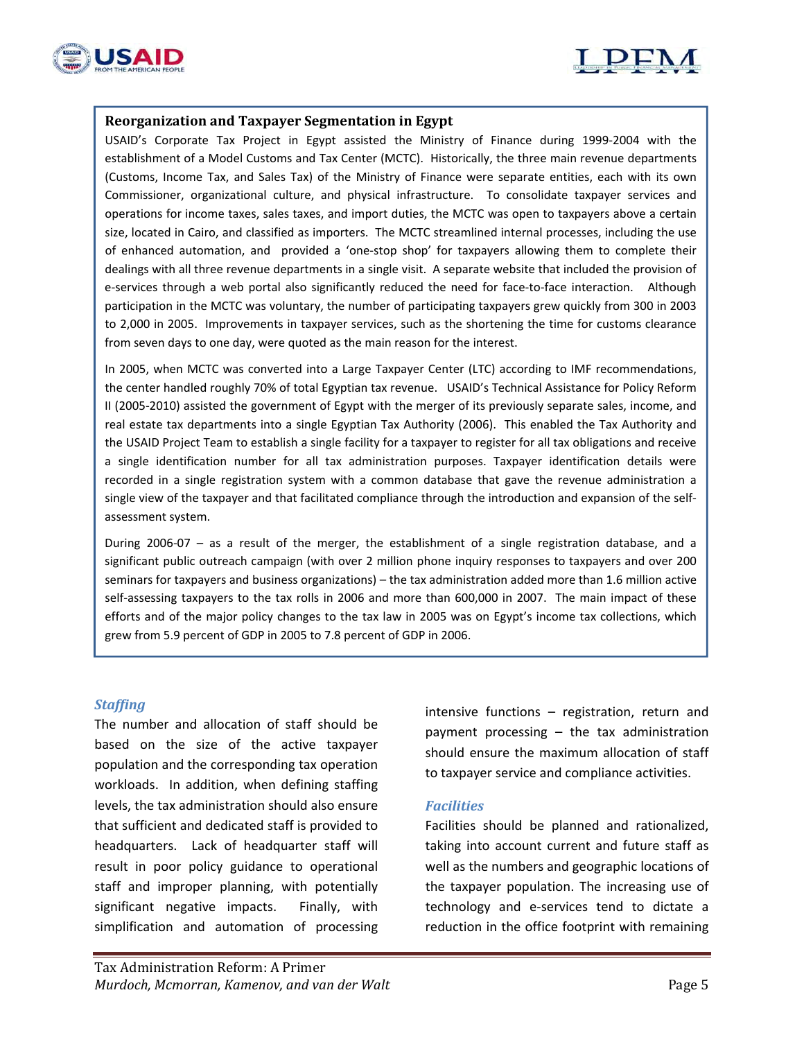**Reorganization and Taxpayer Segmentation in Egypt**

USAID's Corporate Tax Project in Egypt assisted the Ministry of Finance during 1999-2004 with the establishment of a Model Customs and Tax Center (MCTC). Historically, the three main revenue departments (Customs, Income Tax, and Sales Tax) of the Ministry of Finance were separate entities, each with its own Commissioner, organizational culture, and physical infrastructure. To consolidate taxpayer services and operations for income taxes, sales taxes, and import duties, the MCTC was open to taxpayers above a certain size, located in Cairo, and classified as importers. The MCTC streamlined internal processes, including the use of enhanced automation, and provided a 'one-stop shop' for taxpayers allowing them to complete their dealings with all three revenue departments in a single visit. A separate website that included the provision of e-services through a web portal also significantly reduced the need for face-to-face interaction. Although participation in the MCTC was voluntary, the number of participating taxpayers grew quickly from 300 in 2003 to 2,000 in 2005. Improvements in taxpayer services, such as the shortening the time for customs clearance from seven days to one day, were quoted as the main reason for the interest.

In 2005, when MCTC was converted into a Large Taxpayer Center (LTC) according to IMF recommendations, the center handled roughly 70% of total Egyptian tax revenue. USAID's Technical Assistance for Policy Reform II (2005-2010) assisted the government of Egypt with the merger of its previously separate sales, income, and real estate tax departments into a single Egyptian Tax Authority (2006). This enabled the Tax Authority and the USAID Project Team to establish a single facility for a taxpayer to register for all tax obligations and receive a single identification number for all tax administration purposes. Taxpayer identification details were recorded in a single registration system with a common database that gave the revenue administration a single view of the taxpayer and that facilitated compliance through the introduction and expansion of the self-assessment system.

During 2006-07 – as a result of the merger, the establishment of a single registration database, and a significant public outreach campaign (with over 2 million phone inquiry responses to taxpayers and over 200 seminars for taxpayers and business organizations) – the tax administration added more than 1.6 million active self-assessing taxpayers to the tax rolls in 2006 and more than 600,000 in 2007. The main impact of these efforts and of the major policy changes to the tax law in 2005 was on Egypt's income tax collections, which grew from 5.9 percent of GDP in 2005 to 7.8 percent of GDP in 2006.

### *Staffing*

The number and allocation of staff should be based on the size of the active taxpayer population and the corresponding tax operation workloads. In addition, when defining staffing levels, the tax administration should also ensure that sufficient and dedicated staff is provided to headquarters. Lack of headquarter staff will result in poor policy guidance to operational staff and improper planning, with potentially significant negative impacts. Finally, with simplification and automation of processing intensive functions – registration, return and payment processing – the tax administration should ensure the maximum allocation of staff to taxpayer service and compliance activities.

### *Facilities*

Facilities should be planned and rationalized, taking into account current and future staff as well as the numbers and geographic locations of the taxpayer population. The increasing use of technology and e-services tend to dictate a reduction in the office footprint with remaining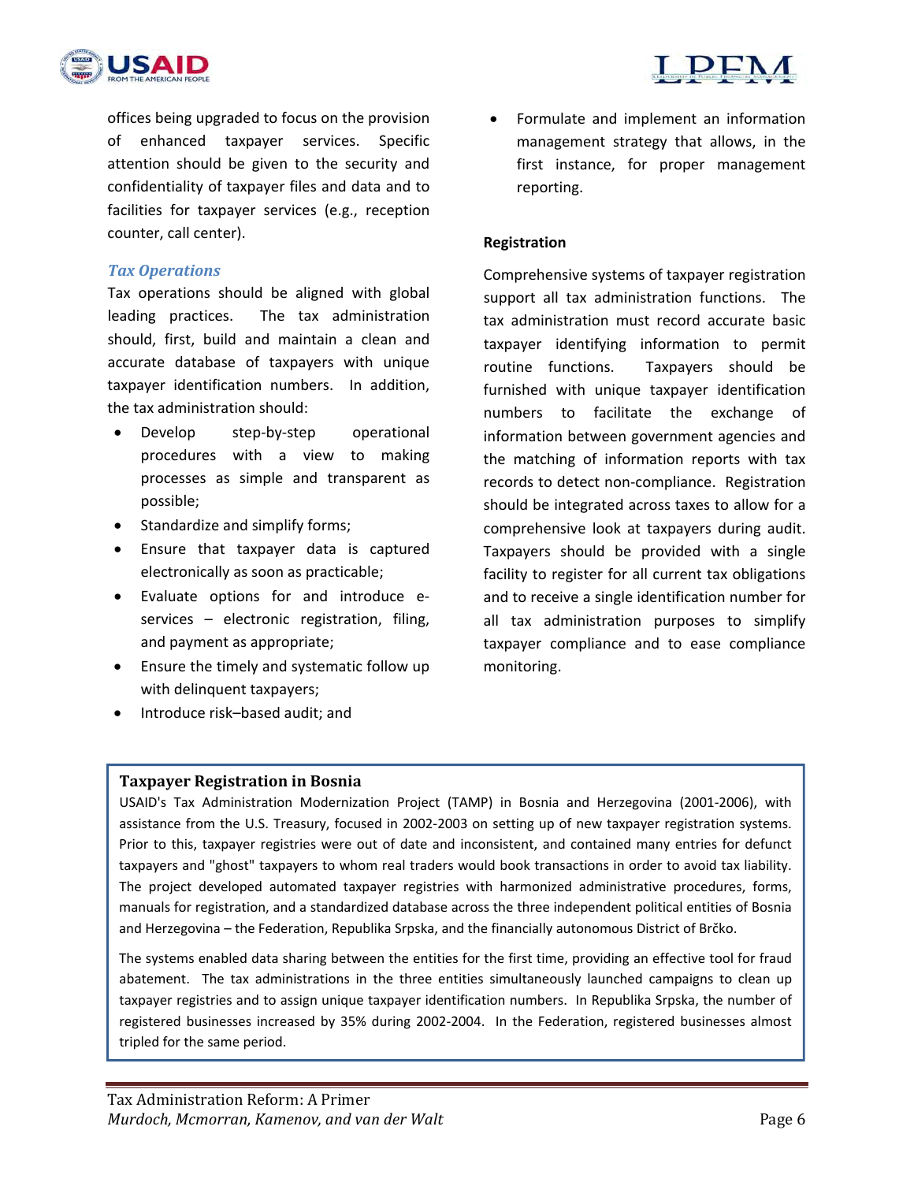offices being upgraded to focus on the provision of enhanced taxpayer services. Specific attention should be given to the security and confidentiality of taxpayer files and data and to facilities for taxpayer services (e.g., reception counter, call center).

### *Tax Operations*

Tax operations should be aligned with global leading practices. The tax administration should, first, build and maintain a clean and accurate database of taxpayers with unique taxpayer identification numbers. In addition, the tax administration should:

- Develop step-by-step operational procedures with a view to making processes as simple and transparent as possible;
- Standardize and simplify forms;
- Ensure that taxpayer data is captured electronically as soon as practicable;
- Evaluate options for and introduce e-services – electronic registration, filing, and payment as appropriate;
- Ensure the timely and systematic follow up with delinquent taxpayers;
- Introduce risk–based audit; and
- Formulate and implement an information management strategy that allows, in the first instance, for proper management reporting.

#### **Registration**

Comprehensive systems of taxpayer registration support all tax administration functions. The tax administration must record accurate basic taxpayer identifying information to permit routine functions. Taxpayers should be furnished with unique taxpayer identification numbers to facilitate the exchange of information between government agencies and the matching of information reports with tax records to detect non-compliance. Registration should be integrated across taxes to allow for a comprehensive look at taxpayers during audit. Taxpayers should be provided with a single facility to register for all current tax obligations and to receive a single identification number for all tax administration purposes to simplify taxpayer compliance and to ease compliance monitoring.

**Taxpayer Registration in Bosnia**

USAID's Tax Administration Modernization Project (TAMP) in Bosnia and Herzegovina (2001-2006), with assistance from the U.S. Treasury, focused in 2002-2003 on setting up of new taxpayer registration systems. Prior to this, taxpayer registries were out of date and inconsistent, and contained many entries for defunct taxpayers and "ghost" taxpayers to whom real traders would book transactions in order to avoid tax liability. The project developed automated taxpayer registries with harmonized administrative procedures, forms, manuals for registration, and a standardized database across the three independent political entities of Bosnia and Herzegovina – the Federation, Republika Srpska, and the financially autonomous District of Brčko.

The systems enabled data sharing between the entities for the first time, providing an effective tool for fraud abatement. The tax administrations in the three entities simultaneously launched campaigns to clean up taxpayer registries and to assign unique taxpayer identification numbers. In Republika Srpska, the number of registered businesses increased by 35% during 2002-2004. In the Federation, registered businesses almost tripled for the same period.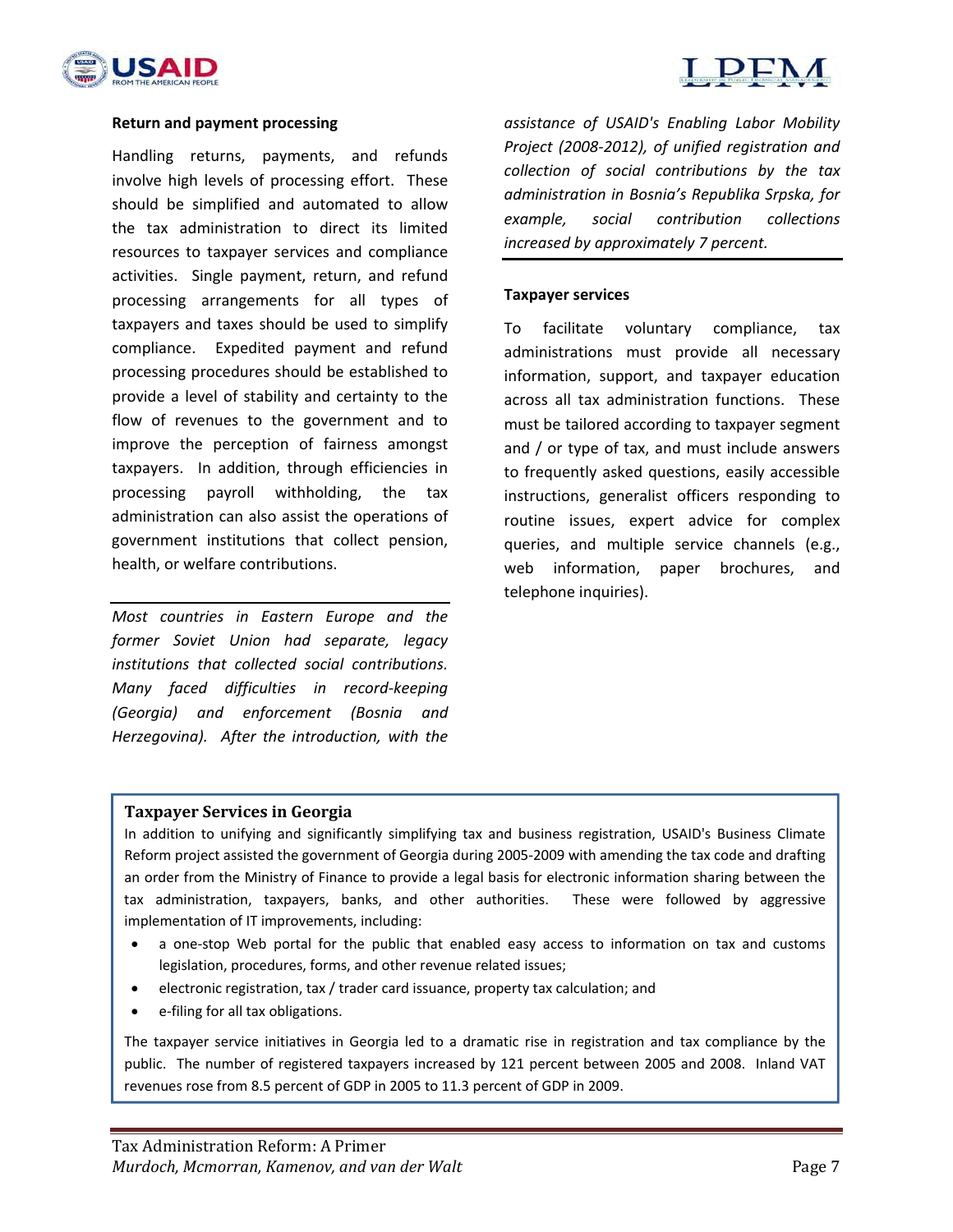### Return and payment processing

Handling returns, payments, and refunds involve high levels of processing effort. These should be simplified and automated to allow the tax administration to direct its limited resources to taxpayer services and compliance activities. Single payment, return, and refund processing arrangements for all types of taxpayers and taxes should be used to simplify compliance. Expedited payment and refund processing procedures should be established to provide a level of stability and certainty to the flow of revenues to the government and to improve the perception of fairness amongst taxpayers. In addition, through efficiencies in processing payroll withholding, the tax administration can also assist the operations of government institutions that collect pension, health, or welfare contributions.

---

*Most countries in Eastern Europe and the former Soviet Union had separate, legacy institutions that collected social contributions. Many faced difficulties in record-keeping (Georgia) and enforcement (Bosnia and Herzegovina). After the introduction, with the assistance of USAID's Enabling Labor Mobility Project (2008-2012), of unified registration and collection of social contributions by the tax administration in Bosnia's Republika Srpska, for example, social contribution collections increased by approximately 7 percent.*

---

### Taxpayer services

To facilitate voluntary compliance, tax administrations must provide all necessary information, support, and taxpayer education across all tax administration functions. These must be tailored according to taxpayer segment and / or type of tax, and must include answers to frequently asked questions, easily accessible instructions, generalist officers responding to routine issues, expert advice for complex queries, and multiple service channels (e.g., web information, paper brochures, and telephone inquiries).

---

**Taxpayer Services in Georgia**

In addition to unifying and significantly simplifying tax and business registration, USAID's Business Climate Reform project assisted the government of Georgia during 2005-2009 with amending the tax code and drafting an order from the Ministry of Finance to provide a legal basis for electronic information sharing between the tax administration, taxpayers, banks, and other authorities. These were followed by aggressive implementation of IT improvements, including:

- a one-stop Web portal for the public that enabled easy access to information on tax and customs legislation, procedures, forms, and other revenue related issues;
- electronic registration, tax / trader card issuance, property tax calculation; and
- e-filing for all tax obligations.

The taxpayer service initiatives in Georgia led to a dramatic rise in registration and tax compliance by the public. The number of registered taxpayers increased by 121 percent between 2005 and 2008. Inland VAT revenues rose from 8.5 percent of GDP in 2005 to 11.3 percent of GDP in 2009.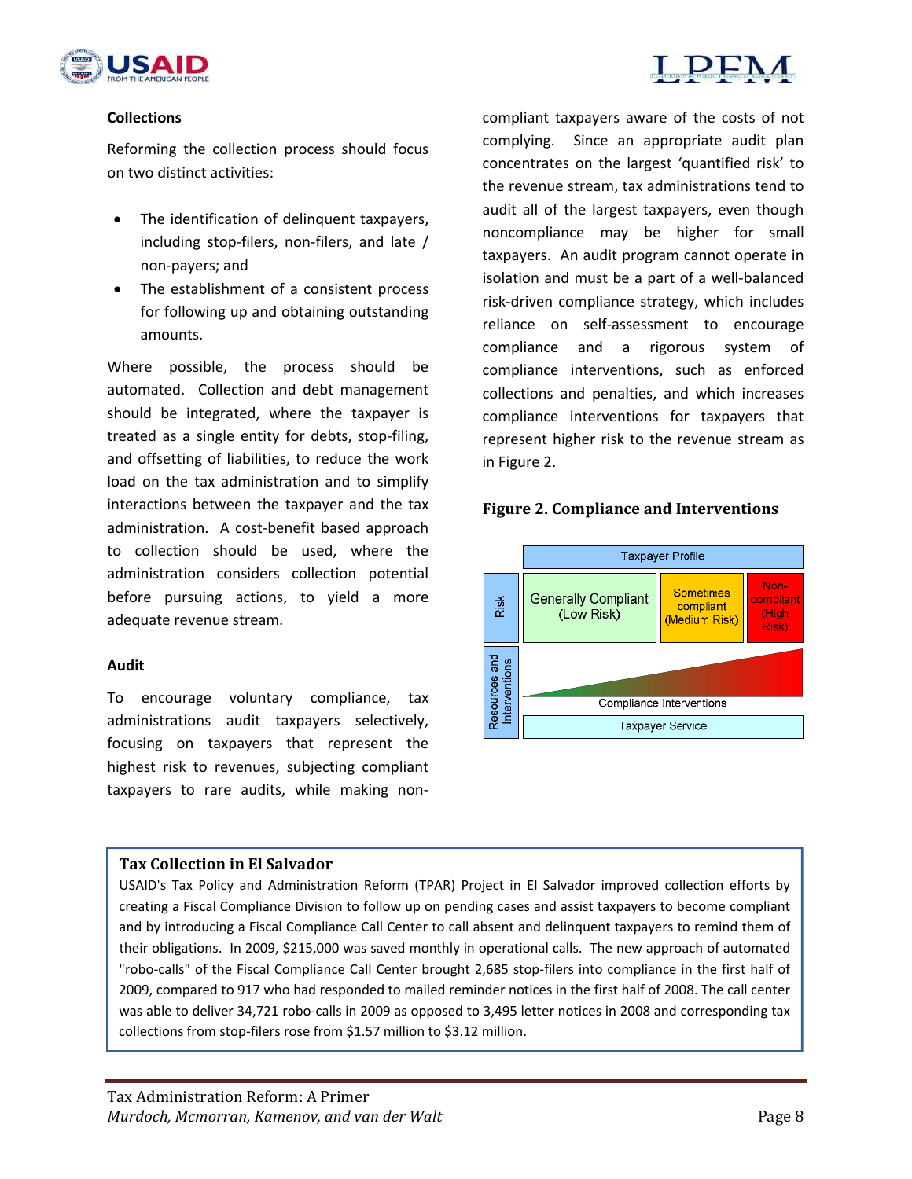### Collections

Reforming the collection process should focus on two distinct activities:

- The identification of delinquent taxpayers, including stop-filers, non-filers, and late / non-payers; and
- The establishment of a consistent process for following up and obtaining outstanding amounts.

Where possible, the process should be automated. Collection and debt management should be integrated, where the taxpayer is treated as a single entity for debts, stop-filing, and offsetting of liabilities, to reduce the work load on the tax administration and to simplify interactions between the taxpayer and the tax administration. A cost-benefit based approach to collection should be used, where the administration considers collection potential before pursuing actions, to yield a more adequate revenue stream.

### Audit

To encourage voluntary compliance, tax administrations audit taxpayers selectively, focusing on taxpayers that represent the highest risk to revenues, subjecting compliant taxpayers to rare audits, while making non-compliant taxpayers aware of the costs of not complying. Since an appropriate audit plan concentrates on the largest 'quantified risk' to the revenue stream, tax administrations tend to audit all of the largest taxpayers, even though noncompliance may be higher for small taxpayers. An audit program cannot operate in isolation and must be a part of a well-balanced risk-driven compliance strategy, which includes reliance on self-assessment to encourage compliance and a rigorous system of compliance interventions, such as enforced collections and penalties, and which increases compliance interventions for taxpayers that represent higher risk to the revenue stream as in Figure 2.

**Figure 2. Compliance and Interventions**

| | Taxpayer Profile | | |
|---|---|---|---|
| Risk | Generally Compliant (Low Risk) | Sometimes compliant (Medium Risk) | Non-compliant (High Risk) |
| Resources and Interventions | Compliance Interventions | | |
| | Taxpayer Service | | |

> **Tax Collection in El Salvador**
>
> USAID's Tax Policy and Administration Reform (TPAR) Project in El Salvador improved collection efforts by creating a Fiscal Compliance Division to follow up on pending cases and assist taxpayers to become compliant and by introducing a Fiscal Compliance Call Center to call absent and delinquent taxpayers to remind them of their obligations. In 2009, $215,000 was saved monthly in operational calls. The new approach of automated "robo-calls" of the Fiscal Compliance Call Center brought 2,685 stop-filers into compliance in the first half of 2009, compared to 917 who had responded to mailed reminder notices in the first half of 2008. The call center was able to deliver 34,721 robo-calls in 2009 as opposed to 3,495 letter notices in 2008 and corresponding tax collections from stop-filers rose from $1.57 million to $3.12 million.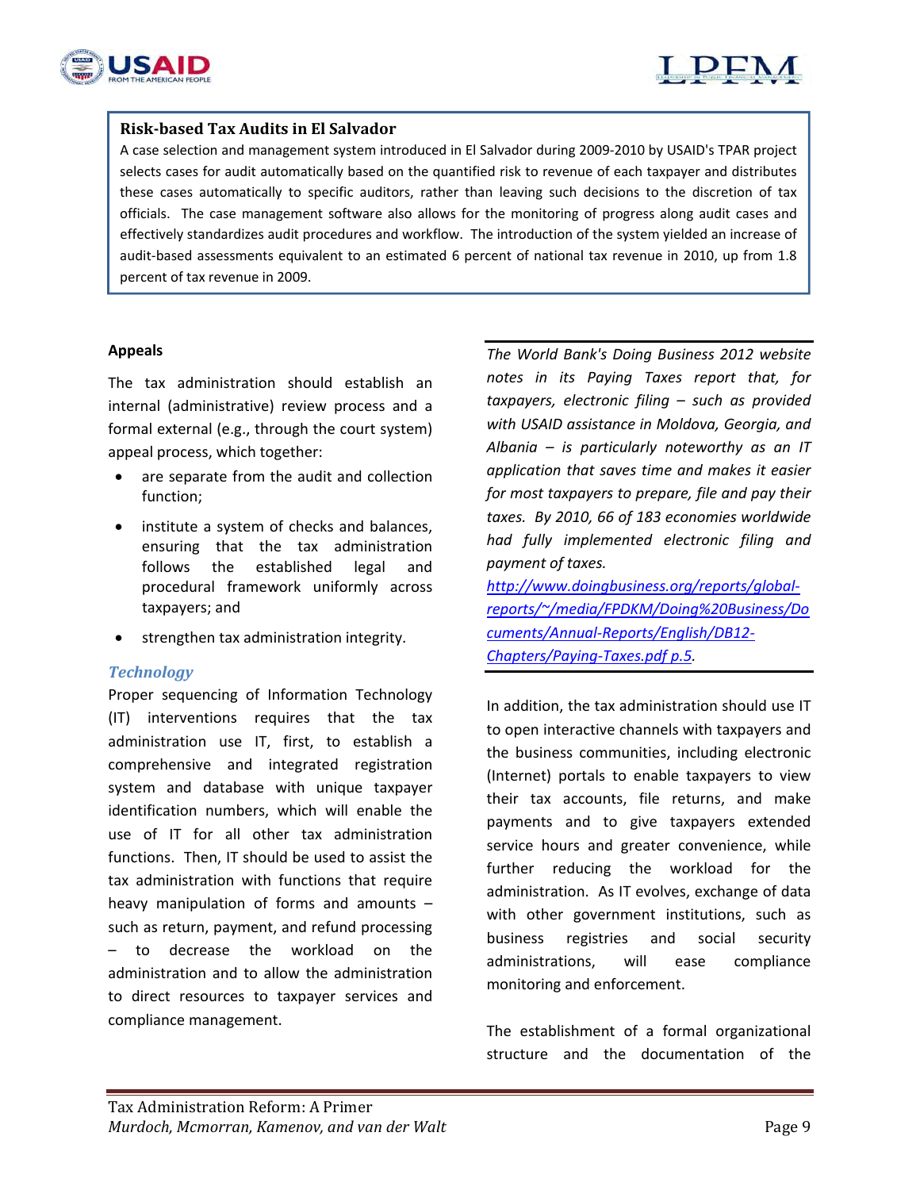**Risk-based Tax Audits in El Salvador**

A case selection and management system introduced in El Salvador during 2009-2010 by USAID's TPAR project selects cases for audit automatically based on the quantified risk to revenue of each taxpayer and distributes these cases automatically to specific auditors, rather than leaving such decisions to the discretion of tax officials. The case management software also allows for the monitoring of progress along audit cases and effectively standardizes audit procedures and workflow. The introduction of the system yielded an increase of audit-based assessments equivalent to an estimated 6 percent of national tax revenue in 2010, up from 1.8 percent of tax revenue in 2009.

**Appeals**

The tax administration should establish an internal (administrative) review process and a formal external (e.g., through the court system) appeal process, which together:

- are separate from the audit and collection function;
- institute a system of checks and balances, ensuring that the tax administration follows the established legal and procedural framework uniformly across taxpayers; and
- strengthen tax administration integrity.

### *Technology*

Proper sequencing of Information Technology (IT) interventions requires that the tax administration use IT, first, to establish a comprehensive and integrated registration system and database with unique taxpayer identification numbers, which will enable the use of IT for all other tax administration functions. Then, IT should be used to assist the tax administration with functions that require heavy manipulation of forms and amounts – such as return, payment, and refund processing – to decrease the workload on the administration and to allow the administration to direct resources to taxpayer services and compliance management.

*The World Bank's Doing Business 2012 website notes in its Paying Taxes report that, for taxpayers, electronic filing – such as provided with USAID assistance in Moldova, Georgia, and Albania – is particularly noteworthy as an IT application that saves time and makes it easier for most taxpayers to prepare, file and pay their taxes. By 2010, 66 of 183 economies worldwide had fully implemented electronic filing and payment of taxes.* *http://www.doingbusiness.org/reports/global-reports/~/media/FPDKM/Doing%20Business/Documents/Annual-Reports/English/DB12-Chapters/Paying-Taxes.pdf p.5.*

In addition, the tax administration should use IT to open interactive channels with taxpayers and the business communities, including electronic (Internet) portals to enable taxpayers to view their tax accounts, file returns, and make payments and to give taxpayers extended service hours and greater convenience, while further reducing the workload for the administration. As IT evolves, exchange of data with other government institutions, such as business registries and social security administrations, will ease compliance monitoring and enforcement.

The establishment of a formal organizational structure and the documentation of the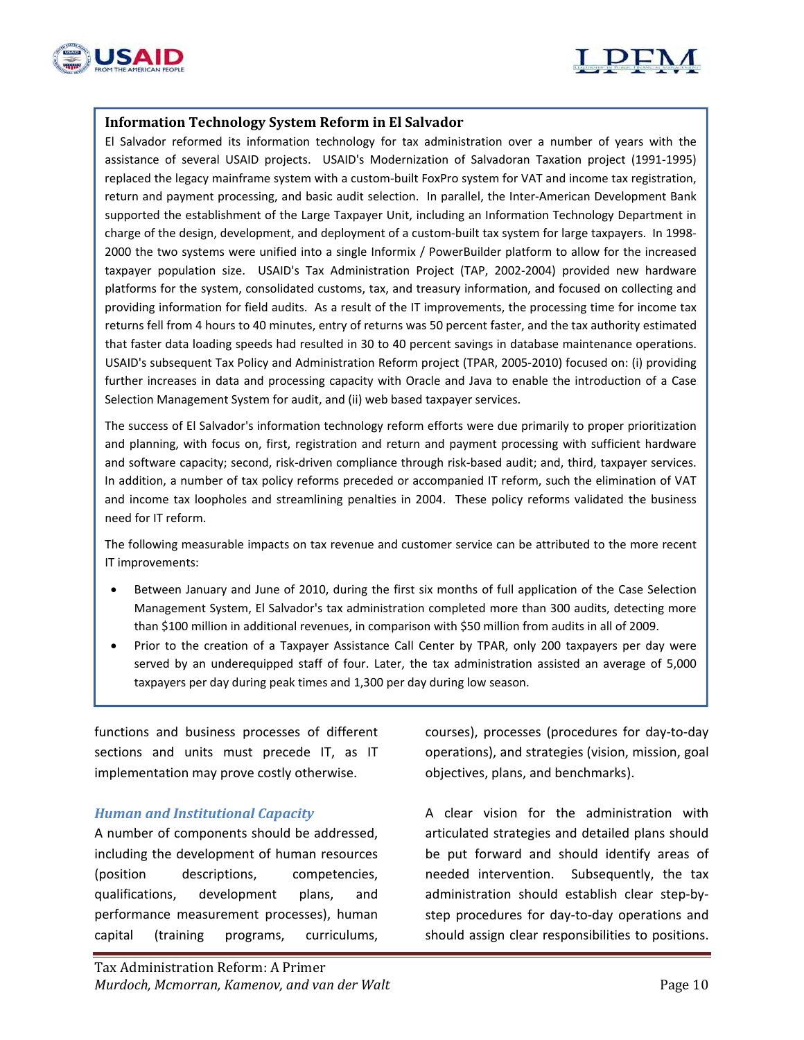### Information Technology System Reform in El Salvador

El Salvador reformed its information technology for tax administration over a number of years with the assistance of several USAID projects. USAID's Modernization of Salvadoran Taxation project (1991-1995) replaced the legacy mainframe system with a custom-built FoxPro system for VAT and income tax registration, return and payment processing, and basic audit selection. In parallel, the Inter-American Development Bank supported the establishment of the Large Taxpayer Unit, including an Information Technology Department in charge of the design, development, and deployment of a custom-built tax system for large taxpayers. In 1998-2000 the two systems were unified into a single Informix / PowerBuilder platform to allow for the increased taxpayer population size. USAID's Tax Administration Project (TAP, 2002-2004) provided new hardware platforms for the system, consolidated customs, tax, and treasury information, and focused on collecting and providing information for field audits. As a result of the IT improvements, the processing time for income tax returns fell from 4 hours to 40 minutes, entry of returns was 50 percent faster, and the tax authority estimated that faster data loading speeds had resulted in 30 to 40 percent savings in database maintenance operations. USAID's subsequent Tax Policy and Administration Reform project (TPAR, 2005-2010) focused on: (i) providing further increases in data and processing capacity with Oracle and Java to enable the introduction of a Case Selection Management System for audit, and (ii) web based taxpayer services.

The success of El Salvador's information technology reform efforts were due primarily to proper prioritization and planning, with focus on, first, registration and return and payment processing with sufficient hardware and software capacity; second, risk-driven compliance through risk-based audit; and, third, taxpayer services. In addition, a number of tax policy reforms preceded or accompanied IT reform, such the elimination of VAT and income tax loopholes and streamlining penalties in 2004. These policy reforms validated the business need for IT reform.

The following measurable impacts on tax revenue and customer service can be attributed to the more recent IT improvements:

- Between January and June of 2010, during the first six months of full application of the Case Selection Management System, El Salvador's tax administration completed more than 300 audits, detecting more than $100 million in additional revenues, in comparison with $50 million from audits in all of 2009.
- Prior to the creation of a Taxpayer Assistance Call Center by TPAR, only 200 taxpayers per day were served by an underequipped staff of four. Later, the tax administration assisted an average of 5,000 taxpayers per day during peak times and 1,300 per day during low season.

functions and business processes of different sections and units must precede IT, as IT implementation may prove costly otherwise.

### *Human and Institutional Capacity*

A number of components should be addressed, including the development of human resources (position descriptions, competencies, qualifications, development plans, and performance measurement processes), human capital (training programs, curriculums, courses), processes (procedures for day-to-day operations), and strategies (vision, mission, goal objectives, plans, and benchmarks).

A clear vision for the administration with articulated strategies and detailed plans should be put forward and should identify areas of needed intervention. Subsequently, the tax administration should establish clear step-by-step procedures for day-to-day operations and should assign clear responsibilities to positions.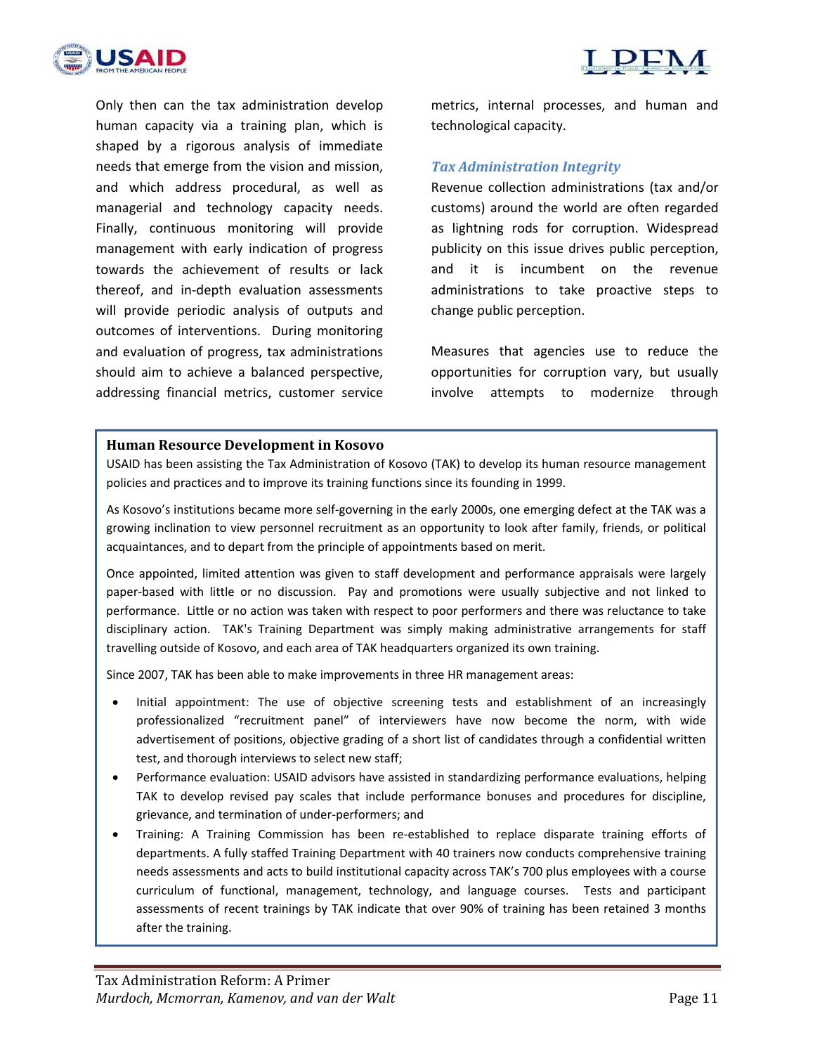Only then can the tax administration develop human capacity via a training plan, which is shaped by a rigorous analysis of immediate needs that emerge from the vision and mission, and which address procedural, as well as managerial and technology capacity needs. Finally, continuous monitoring will provide management with early indication of progress towards the achievement of results or lack thereof, and in-depth evaluation assessments will provide periodic analysis of outputs and outcomes of interventions. During monitoring and evaluation of progress, tax administrations should aim to achieve a balanced perspective, addressing financial metrics, customer service metrics, internal processes, and human and technological capacity.

### *Tax Administration Integrity*

Revenue collection administrations (tax and/or customs) around the world are often regarded as lightning rods for corruption. Widespread publicity on this issue drives public perception, and it is incumbent on the revenue administrations to take proactive steps to change public perception.

Measures that agencies use to reduce the opportunities for corruption vary, but usually involve attempts to modernize through

**Human Resource Development in Kosovo**

USAID has been assisting the Tax Administration of Kosovo (TAK) to develop its human resource management policies and practices and to improve its training functions since its founding in 1999.

As Kosovo's institutions became more self-governing in the early 2000s, one emerging defect at the TAK was a growing inclination to view personnel recruitment as an opportunity to look after family, friends, or political acquaintances, and to depart from the principle of appointments based on merit.

Once appointed, limited attention was given to staff development and performance appraisals were largely paper-based with little or no discussion. Pay and promotions were usually subjective and not linked to performance. Little or no action was taken with respect to poor performers and there was reluctance to take disciplinary action. TAK's Training Department was simply making administrative arrangements for staff travelling outside of Kosovo, and each area of TAK headquarters organized its own training.

Since 2007, TAK has been able to make improvements in three HR management areas:

- Initial appointment: The use of objective screening tests and establishment of an increasingly professionalized "recruitment panel" of interviewers have now become the norm, with wide advertisement of positions, objective grading of a short list of candidates through a confidential written test, and thorough interviews to select new staff;
- Performance evaluation: USAID advisors have assisted in standardizing performance evaluations, helping TAK to develop revised pay scales that include performance bonuses and procedures for discipline, grievance, and termination of under-performers; and
- Training: A Training Commission has been re-established to replace disparate training efforts of departments. A fully staffed Training Department with 40 trainers now conducts comprehensive training needs assessments and acts to build institutional capacity across TAK's 700 plus employees with a course curriculum of functional, management, technology, and language courses. Tests and participant assessments of recent trainings by TAK indicate that over 90% of training has been retained 3 months after the training.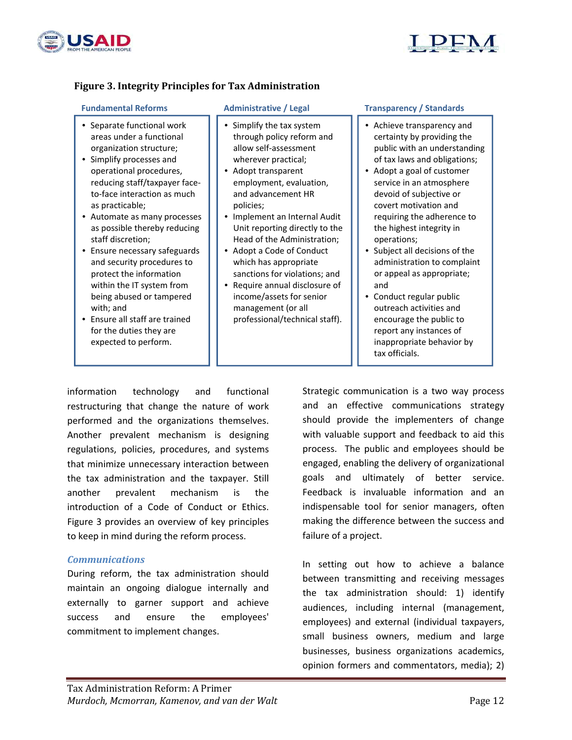**Figure 3. Integrity Principles for Tax Administration**

| Fundamental Reforms | Administrative / Legal | Transparency / Standards |
|---|---|---|
| • Separate functional work areas under a functional organization structure;<br>• Simplify processes and operational procedures, reducing staff/taxpayer face-to-face interaction as much as practicable;<br>• Automate as many processes as possible thereby reducing staff discretion;<br>• Ensure necessary safeguards and security procedures to protect the information within the IT system from being abused or tampered with; and<br>• Ensure all staff are trained for the duties they are expected to perform. | • Simplify the tax system through policy reform and allow self-assessment wherever practical;<br>• Adopt transparent employment, evaluation, and advancement HR policies;<br>• Implement an Internal Audit Unit reporting directly to the Head of the Administration;<br>• Adopt a Code of Conduct which has appropriate sanctions for violations; and<br>• Require annual disclosure of income/assets for senior management (or all professional/technical staff). | • Achieve transparency and certainty by providing the public with an understanding of tax laws and obligations;<br>• Adopt a goal of customer service in an atmosphere devoid of subjective or covert motivation and requiring the adherence to the highest integrity in operations;<br>• Subject all decisions of the administration to complaint or appeal as appropriate; and<br>• Conduct regular public outreach activities and encourage the public to report any instances of inappropriate behavior by tax officials. |

information technology and functional restructuring that change the nature of work performed and the organizations themselves. Another prevalent mechanism is designing regulations, policies, procedures, and systems that minimize unnecessary interaction between the tax administration and the taxpayer. Still another prevalent mechanism is the introduction of a Code of Conduct or Ethics. Figure 3 provides an overview of key principles to keep in mind during the reform process.

### *Communications*

During reform, the tax administration should maintain an ongoing dialogue internally and externally to garner support and achieve success and ensure the employees' commitment to implement changes.

Strategic communication is a two way process and an effective communications strategy should provide the implementers of change with valuable support and feedback to aid this process. The public and employees should be engaged, enabling the delivery of organizational goals and ultimately of better service. Feedback is invaluable information and an indispensable tool for senior managers, often making the difference between the success and failure of a project.

In setting out how to achieve a balance between transmitting and receiving messages the tax administration should: 1) identify audiences, including internal (management, employees) and external (individual taxpayers, small business owners, medium and large businesses, business organizations academics, opinion formers and commentators, media); 2)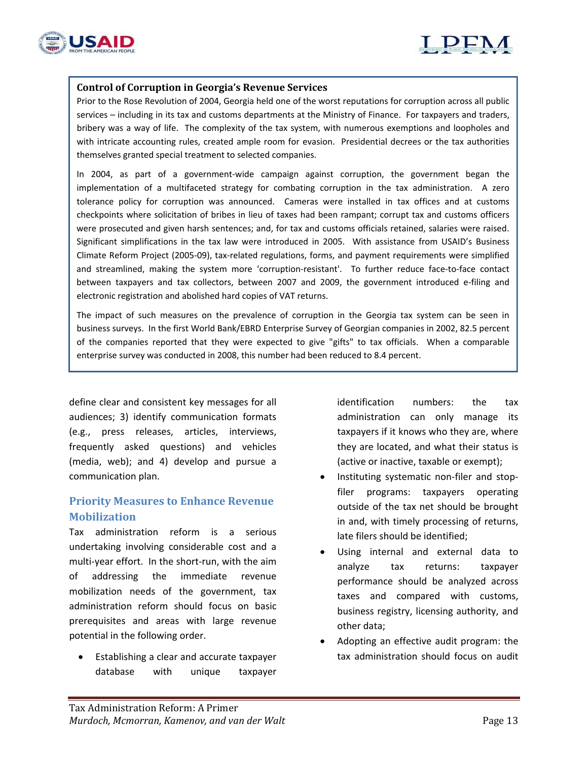**Control of Corruption in Georgia's Revenue Services**

Prior to the Rose Revolution of 2004, Georgia held one of the worst reputations for corruption across all public services – including in its tax and customs departments at the Ministry of Finance. For taxpayers and traders, bribery was a way of life. The complexity of the tax system, with numerous exemptions and loopholes and with intricate accounting rules, created ample room for evasion. Presidential decrees or the tax authorities themselves granted special treatment to selected companies.

In 2004, as part of a government-wide campaign against corruption, the government began the implementation of a multifaceted strategy for combating corruption in the tax administration. A zero tolerance policy for corruption was announced. Cameras were installed in tax offices and at customs checkpoints where solicitation of bribes in lieu of taxes had been rampant; corrupt tax and customs officers were prosecuted and given harsh sentences; and, for tax and customs officials retained, salaries were raised. Significant simplifications in the tax law were introduced in 2005. With assistance from USAID's Business Climate Reform Project (2005-09), tax-related regulations, forms, and payment requirements were simplified and streamlined, making the system more 'corruption-resistant'. To further reduce face-to-face contact between taxpayers and tax collectors, between 2007 and 2009, the government introduced e-filing and electronic registration and abolished hard copies of VAT returns.

The impact of such measures on the prevalence of corruption in the Georgia tax system can be seen in business surveys. In the first World Bank/EBRD Enterprise Survey of Georgian companies in 2002, 82.5 percent of the companies reported that they were expected to give "gifts" to tax officials. When a comparable enterprise survey was conducted in 2008, this number had been reduced to 8.4 percent.

define clear and consistent key messages for all audiences; 3) identify communication formats (e.g., press releases, articles, interviews, frequently asked questions) and vehicles (media, web); and 4) develop and pursue a communication plan.

## Priority Measures to Enhance Revenue Mobilization

Tax administration reform is a serious undertaking involving considerable cost and a multi-year effort. In the short-run, with the aim of addressing the immediate revenue mobilization needs of the government, tax administration reform should focus on basic prerequisites and areas with large revenue potential in the following order.

- Establishing a clear and accurate taxpayer database with unique taxpayer identification numbers: the tax administration can only manage its taxpayers if it knows who they are, where they are located, and what their status is (active or inactive, taxable or exempt);
- Instituting systematic non-filer and stop-filer programs: taxpayers operating outside of the tax net should be brought in and, with timely processing of returns, late filers should be identified;
- Using internal and external data to analyze tax returns: taxpayer performance should be analyzed across taxes and compared with customs, business registry, licensing authority, and other data;
- Adopting an effective audit program: the tax administration should focus on audit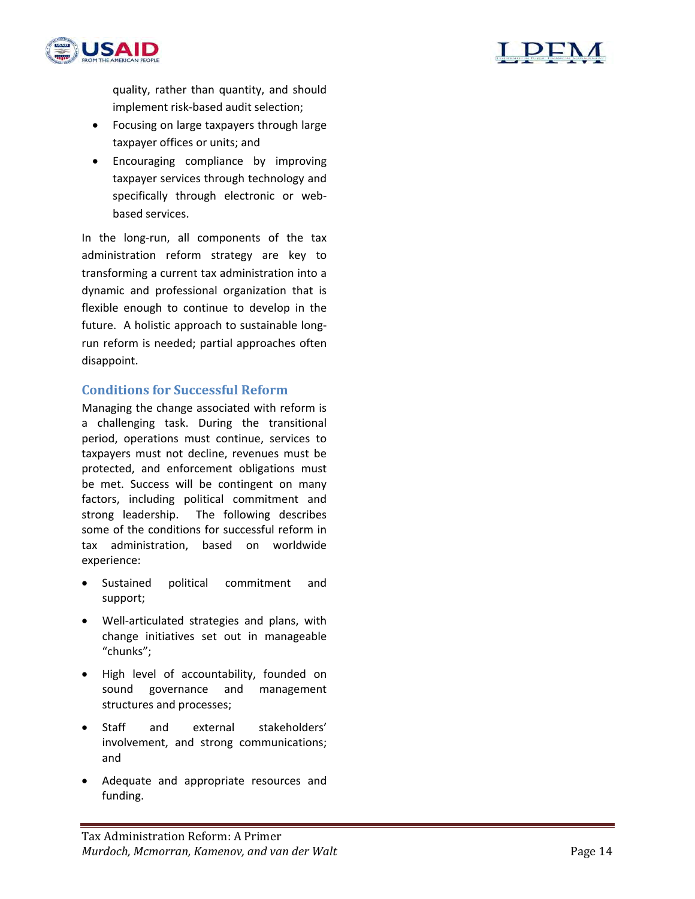quality, rather than quantity, and should implement risk-based audit selection;

- Focusing on large taxpayers through large taxpayer offices or units; and
- Encouraging compliance by improving taxpayer services through technology and specifically through electronic or web-based services.

In the long-run, all components of the tax administration reform strategy are key to transforming a current tax administration into a dynamic and professional organization that is flexible enough to continue to develop in the future. A holistic approach to sustainable long-run reform is needed; partial approaches often disappoint.

## Conditions for Successful Reform

Managing the change associated with reform is a challenging task. During the transitional period, operations must continue, services to taxpayers must not decline, revenues must be protected, and enforcement obligations must be met. Success will be contingent on many factors, including political commitment and strong leadership. The following describes some of the conditions for successful reform in tax administration, based on worldwide experience:

- Sustained political commitment and support;
- Well-articulated strategies and plans, with change initiatives set out in manageable "chunks";
- High level of accountability, founded on sound governance and management structures and processes;
- Staff and external stakeholders' involvement, and strong communications; and
- Adequate and appropriate resources and funding.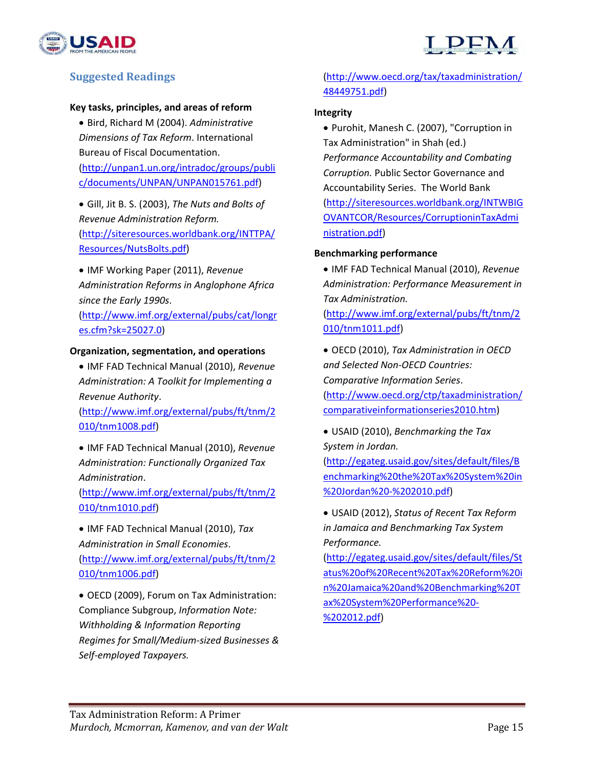## Suggested Readings

**Key tasks, principles, and areas of reform**

- Bird, Richard M (2004). *Administrative Dimensions of Tax Reform*. International Bureau of Fiscal Documentation. (http://unpan1.un.org/intradoc/groups/public/documents/UNPAN/UNPAN015761.pdf)
- Gill, Jit B. S. (2003), *The Nuts and Bolts of Revenue Administration Reform.* (http://siteresources.worldbank.org/INTTPA/Resources/NutsBolts.pdf)
- IMF Working Paper (2011), *Revenue Administration Reforms in Anglophone Africa since the Early 1990s*. (http://www.imf.org/external/pubs/cat/longres.cfm?sk=25027.0)

**Organization, segmentation, and operations**

- IMF FAD Technical Manual (2010), *Revenue Administration: A Toolkit for Implementing a Revenue Authority*. (http://www.imf.org/external/pubs/ft/tnm/2010/tnm1008.pdf)
- IMF FAD Technical Manual (2010), *Revenue Administration: Functionally Organized Tax Administration*. (http://www.imf.org/external/pubs/ft/tnm/2010/tnm1010.pdf)
- IMF FAD Technical Manual (2010), *Tax Administration in Small Economies*. (http://www.imf.org/external/pubs/ft/tnm/2010/tnm1006.pdf)
- OECD (2009), Forum on Tax Administration: Compliance Subgroup, *Information Note: Withholding & Information Reporting Regimes for Small/Medium-sized Businesses & Self-employed Taxpayers.* (http://www.oecd.org/tax/taxadministration/48449751.pdf)

**Integrity**

- Purohit, Manesh C. (2007), "Corruption in Tax Administration" in Shah (ed.) *Performance Accountability and Combating Corruption.* Public Sector Governance and Accountability Series. The World Bank (http://siteresources.worldbank.org/INTWBIGOVANTCOR/Resources/CorruptioninTaxAdministration.pdf)

**Benchmarking performance**

- IMF FAD Technical Manual (2010), *Revenue Administration: Performance Measurement in Tax Administration.* (http://www.imf.org/external/pubs/ft/tnm/2010/tnm1011.pdf)
- OECD (2010), *Tax Administration in OECD and Selected Non-OECD Countries: Comparative Information Series*. (http://www.oecd.org/ctp/taxadministration/comparativeinformationseries2010.htm)
- USAID (2010), *Benchmarking the Tax System in Jordan.* (http://egateg.usaid.gov/sites/default/files/Benchmarking%20the%20Tax%20System%20in%20Jordan%20-%202010.pdf)
- USAID (2012), *Status of Recent Tax Reform in Jamaica and Benchmarking Tax System Performance.* (http://egateg.usaid.gov/sites/default/files/Status%20of%20Recent%20Tax%20Reform%20in%20Jamaica%20and%20Benchmarking%20Tax%20System%20Performance%20-%202012.pdf)